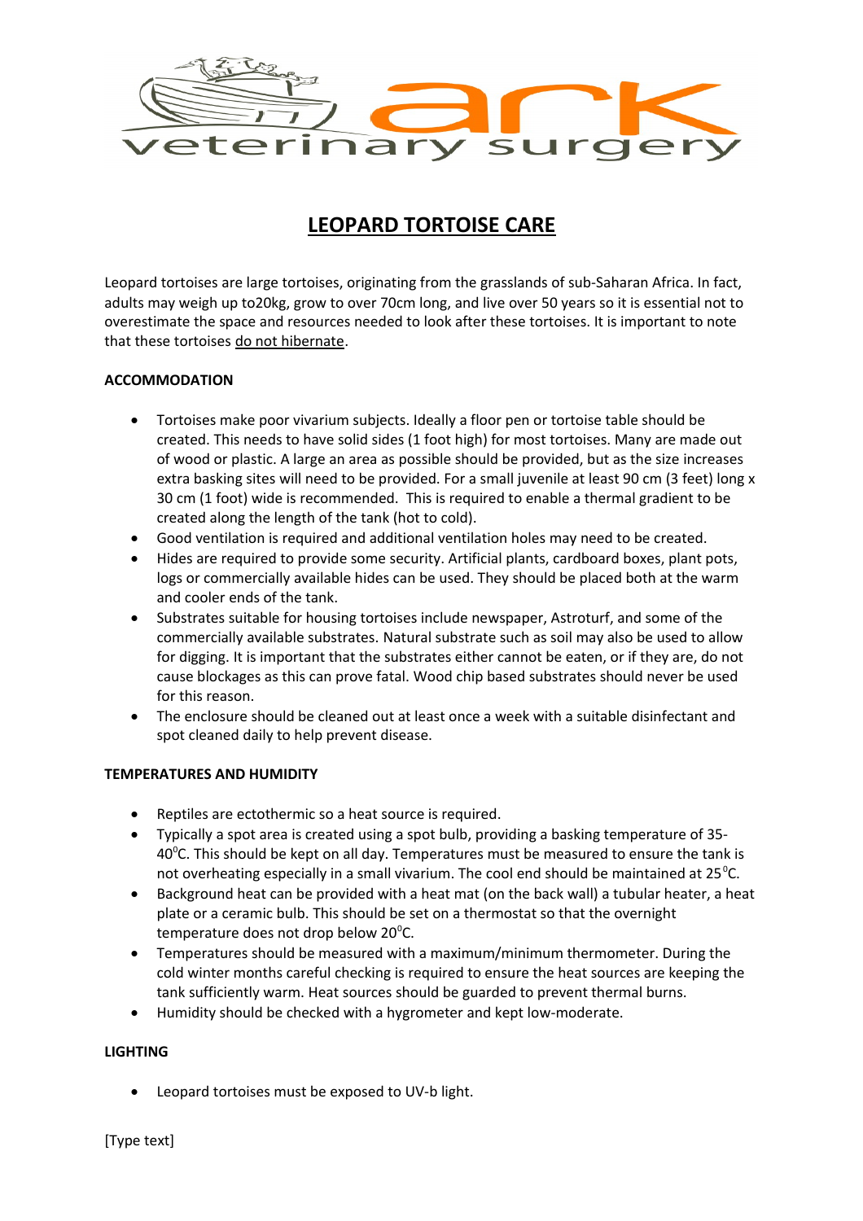# LEOPARD TORTOISE CARE

Leopard tortoises are large tortoises, originating from the grasslands of sub-Saharan Africa. In fact, adults may weigh up to20kg, grow to over 70cm long, and live over 50 years so it is essential not to overestimate the space and resources needed to look after these tortoises. It is important to note that these tortoises do not hibernate.

**ACCOMMODATION**

- Tortoises make poor vivarium subjects. Ideally a floor pen or tortoise table should be created. This needs to have solid sides (1 foot high) for most tortoises. Many are made out of wood or plastic. A large an area as possible should be provided, but as the size increases extra basking sites will need to be provided. For a small juvenile at least 90 cm (3 feet) long x 30 cm (1 foot) wide is recommended. This is required to enable a thermal gradient to be created along the length of the tank (hot to cold).
- Good ventilation is required and additional ventilation holes may need to be created.
- Hides are required to provide some security. Artificial plants, cardboard boxes, plant pots, logs or commercially available hides can be used. They should be placed both at the warm and cooler ends of the tank.
- Substrates suitable for housing tortoises include newspaper, Astroturf, and some of the commercially available substrates. Natural substrate such as soil may also be used to allow for digging. It is important that the substrates either cannot be eaten, or if they are, do not cause blockages as this can prove fatal. Wood chip based substrates should never be used for this reason.
- The enclosure should be cleaned out at least once a week with a suitable disinfectant and spot cleaned daily to help prevent disease.

**TEMPERATURES AND HUMIDITY**

- Reptiles are ectothermic so a heat source is required.
- Typically a spot area is created using a spot bulb, providing a basking temperature of 35-40$^{0}$C. This should be kept on all day. Temperatures must be measured to ensure the tank is not overheating especially in a small vivarium. The cool end should be maintained at 25$^{0}$C.
- Background heat can be provided with a heat mat (on the back wall) a tubular heater, a heat plate or a ceramic bulb. This should be set on a thermostat so that the overnight temperature does not drop below 20$^{0}$C.
- Temperatures should be measured with a maximum/minimum thermometer. During the cold winter months careful checking is required to ensure the heat sources are keeping the tank sufficiently warm. Heat sources should be guarded to prevent thermal burns.
- Humidity should be checked with a hygrometer and kept low-moderate.

**LIGHTING**

- Leopard tortoises must be exposed to UV-b light.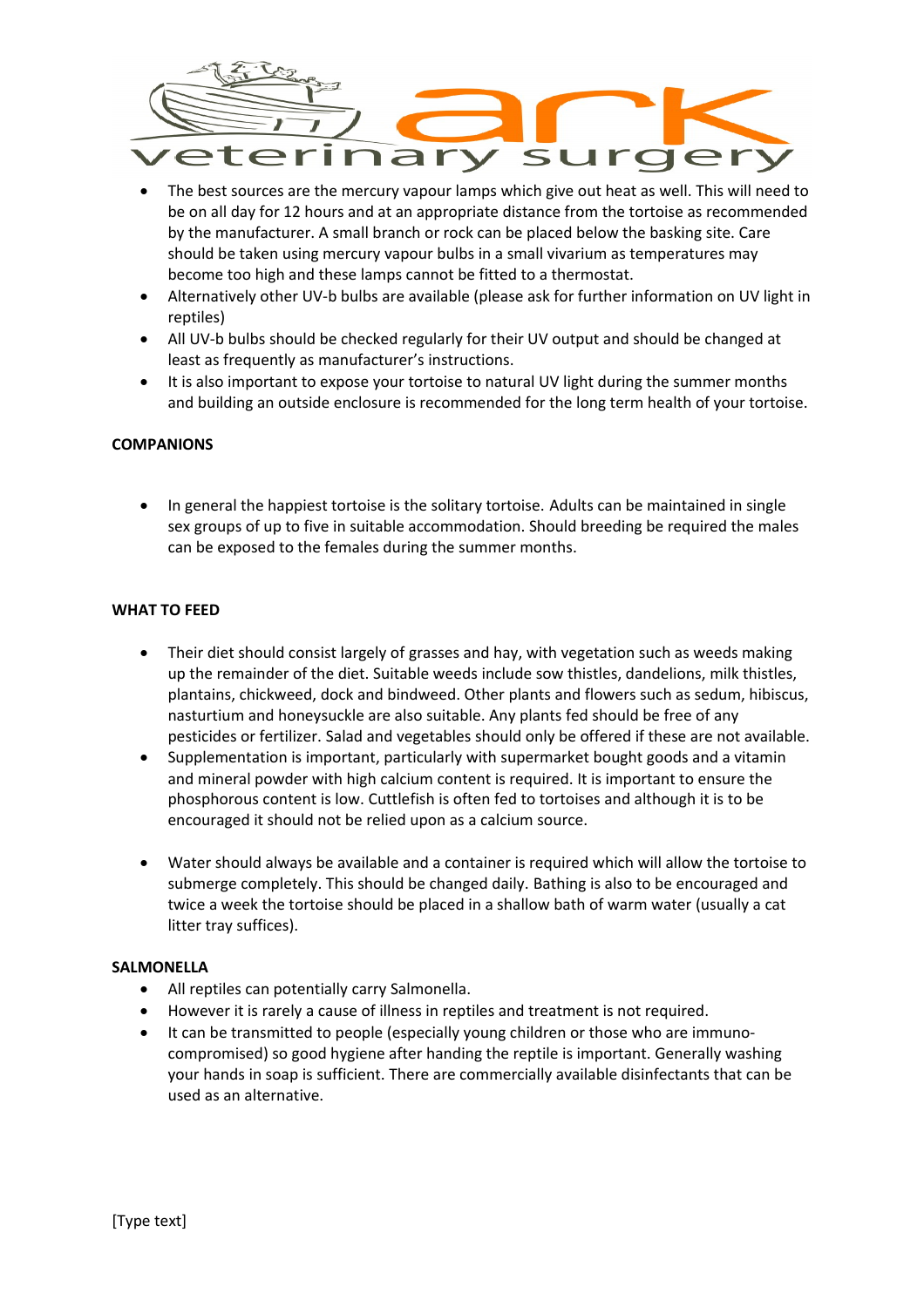- The best sources are the mercury vapour lamps which give out heat as well. This will need to be on all day for 12 hours and at an appropriate distance from the tortoise as recommended by the manufacturer. A small branch or rock can be placed below the basking site. Care should be taken using mercury vapour bulbs in a small vivarium as temperatures may become too high and these lamps cannot be fitted to a thermostat.
- Alternatively other UV-b bulbs are available (please ask for further information on UV light in reptiles)
- All UV-b bulbs should be checked regularly for their UV output and should be changed at least as frequently as manufacturer's instructions.
- It is also important to expose your tortoise to natural UV light during the summer months and building an outside enclosure is recommended for the long term health of your tortoise.

**COMPANIONS**

- In general the happiest tortoise is the solitary tortoise. Adults can be maintained in single sex groups of up to five in suitable accommodation. Should breeding be required the males can be exposed to the females during the summer months.

**WHAT TO FEED**

- Their diet should consist largely of grasses and hay, with vegetation such as weeds making up the remainder of the diet. Suitable weeds include sow thistles, dandelions, milk thistles, plantains, chickweed, dock and bindweed. Other plants and flowers such as sedum, hibiscus, nasturtium and honeysuckle are also suitable. Any plants fed should be free of any pesticides or fertilizer. Salad and vegetables should only be offered if these are not available.
- Supplementation is important, particularly with supermarket bought goods and a vitamin and mineral powder with high calcium content is required. It is important to ensure the phosphorous content is low. Cuttlefish is often fed to tortoises and although it is to be encouraged it should not be relied upon as a calcium source.

- Water should always be available and a container is required which will allow the tortoise to submerge completely. This should be changed daily. Bathing is also to be encouraged and twice a week the tortoise should be placed in a shallow bath of warm water (usually a cat litter tray suffices).

**SALMONELLA**

- All reptiles can potentially carry Salmonella.
- However it is rarely a cause of illness in reptiles and treatment is not required.
- It can be transmitted to people (especially young children or those who are immuno-compromised) so good hygiene after handing the reptile is important. Generally washing your hands in soap is sufficient. There are commercially available disinfectants that can be used as an alternative.